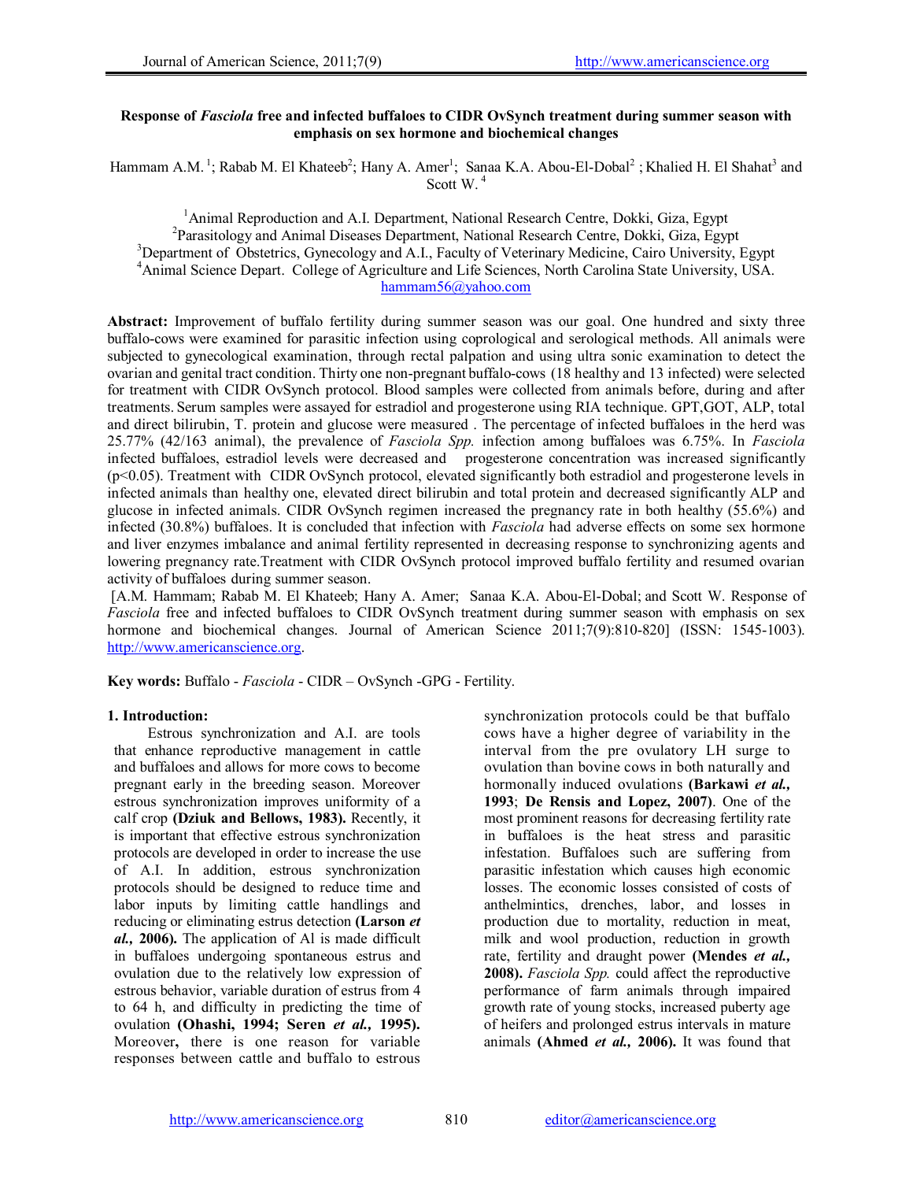# Response of *Fasciola* free and infected buffaloes to CIDR OvSynch treatment during summer season with emphasis on sex hormone and biochemical changes

Hammam A.M. [1]; Rabab M. El Khateeb[2]; Hany A. Amer[1]; Sanaa K.A. Abou-El-Dobal[2] ; Khalied H. El Shahat[3] and Scott W. [4]

[1]Animal Reproduction and A.I. Department, National Research Centre, Dokki, Giza, Egypt
[2]Parasitology and Animal Diseases Department, National Research Centre, Dokki, Giza, Egypt
[3]Department of Obstetrics, Gynecology and A.I., Faculty of Veterinary Medicine, Cairo University, Egypt
[4]Animal Science Depart. College of Agriculture and Life Sciences, North Carolina State University, USA.
hammam56@yahoo.com

**Abstract:** Improvement of buffalo fertility during summer season was our goal. One hundred and sixty three buffalo-cows were examined for parasitic infection using coprological and serological methods. All animals were subjected to gynecological examination, through rectal palpation and using ultra sonic examination to detect the ovarian and genital tract condition. Thirty one non-pregnant buffalo-cows (18 healthy and 13 infected) were selected for treatment with CIDR OvSynch protocol. Blood samples were collected from animals before, during and after treatments. Serum samples were assayed for estradiol and progesterone using RIA technique. GPT,GOT, ALP, total and direct bilirubin, T. protein and glucose were measured . The percentage of infected buffaloes in the herd was 25.77% (42/163 animal), the prevalence of *Fasciola Spp.* infection among buffaloes was 6.75%. In *Fasciola* infected buffaloes, estradiol levels were decreased and progesterone concentration was increased significantly ($p<0.05$). Treatment with CIDR OvSynch protocol, elevated significantly both estradiol and progesterone levels in infected animals than healthy one, elevated direct bilirubin and total protein and decreased significantly ALP and glucose in infected animals. CIDR OvSynch regimen increased the pregnancy rate in both healthy (55.6%) and infected (30.8%) buffaloes. It is concluded that infection with *Fasciola* had adverse effects on some sex hormone and liver enzymes imbalance and animal fertility represented in decreasing response to synchronizing agents and lowering pregnancy rate.Treatment with CIDR OvSynch protocol improved buffalo fertility and resumed ovarian activity of buffaloes during summer season.

[A.M. Hammam; Rabab M. El Khateeb; Hany A. Amer; Sanaa K.A. Abou-El-Dobal; and Scott W. Response of *Fasciola* free and infected buffaloes to CIDR OvSynch treatment during summer season with emphasis on sex hormone and biochemical changes. Journal of American Science 2011;7(9):810-820] (ISSN: 1545-1003). http://www.americanscience.org.

**Key words:** Buffalo - *Fasciola* - CIDR – OvSynch -GPG - Fertility.

## 1. Introduction:

Estrous synchronization and A.I. are tools that enhance reproductive management in cattle and buffaloes and allows for more cows to become pregnant early in the breeding season. Moreover estrous synchronization improves uniformity of a calf crop **(Dziuk and Bellows, 1983).** Recently, it is important that effective estrous synchronization protocols are developed in order to increase the use of A.I. In addition, estrous synchronization protocols should be designed to reduce time and labor inputs by limiting cattle handlings and reducing or eliminating estrus detection **(Larson *et al.,* 2006).** The application of Al is made difficult in buffaloes undergoing spontaneous estrus and ovulation due to the relatively low expression of estrous behavior, variable duration of estrus from 4 to 64 h, and difficulty in predicting the time of ovulation **(Ohashi, 1994; Seren *et al.,* 1995).** Moreover**,** there is one reason for variable responses between cattle and buffalo to estrous synchronization protocols could be that buffalo cows have a higher degree of variability in the interval from the pre ovulatory LH surge to ovulation than bovine cows in both naturally and hormonally induced ovulations **(Barkawi *et al.,* 1993**; **De Rensis and Lopez, 2007)**. One of the most prominent reasons for decreasing fertility rate in buffaloes is the heat stress and parasitic infestation. Buffaloes such are suffering from parasitic infestation which causes high economic losses. The economic losses consisted of costs of anthelmintics, drenches, labor, and losses in production due to mortality, reduction in meat, milk and wool production, reduction in growth rate, fertility and draught power **(Mendes *et al.,* 2008).** *Fasciola Spp.* could affect the reproductive performance of farm animals through impaired growth rate of young stocks, increased puberty age of heifers and prolonged estrus intervals in mature animals **(Ahmed *et al.,* 2006).** It was found that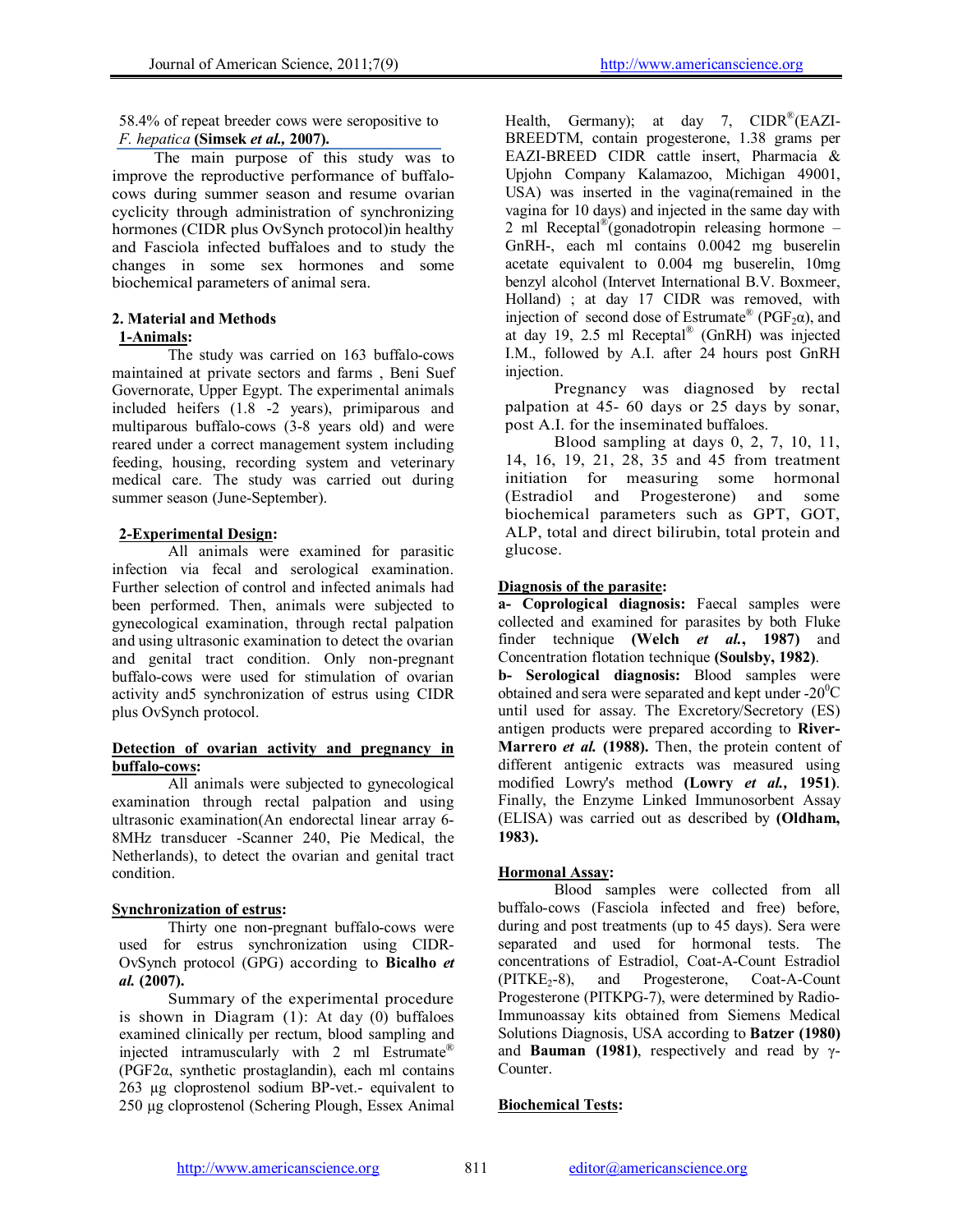58.4% of repeat breeder cows were seropositive to *F. hepatica* **(Simsek *et al.,* 2007).**

The main purpose of this study was to improve the reproductive performance of buffalo-cows during summer season and resume ovarian cyclicity through administration of synchronizing hormones (CIDR plus OvSynch protocol)in healthy and Fasciola infected buffaloes and to study the changes in some sex hormones and some biochemical parameters of animal sera.

## 2. Material and Methods

### 1-Animals:

The study was carried on 163 buffalo-cows maintained at private sectors and farms , Beni Suef Governorate, Upper Egypt. The experimental animals included heifers (1.8 -2 years), primiparous and multiparous buffalo-cows (3-8 years old) and were reared under a correct management system including feeding, housing, recording system and veterinary medical care. The study was carried out during summer season (June-September).

### 2-Experimental Design:

All animals were examined for parasitic infection via fecal and serological examination. Further selection of control and infected animals had been performed. Then, animals were subjected to gynecological examination, through rectal palpation and using ultrasonic examination to detect the ovarian and genital tract condition. Only non-pregnant buffalo-cows were used for stimulation of ovarian activity and5 synchronization of estrus using CIDR plus OvSynch protocol.

### Detection of ovarian activity and pregnancy in buffalo-cows:

All animals were subjected to gynecological examination through rectal palpation and using ultrasonic examination(An endorectal linear array 6-8MHz transducer -Scanner 240, Pie Medical, the Netherlands), to detect the ovarian and genital tract condition.

### Synchronization of estrus:

Thirty one non-pregnant buffalo-cows were used for estrus synchronization using CIDR-OvSynch protocol (GPG) according to **Bicalho *et al.* (2007).**

Summary of the experimental procedure is shown in Diagram (1): At day (0) buffaloes examined clinically per rectum, blood sampling and injected intramuscularly with 2 ml Estrumate® ($PGF2\alpha$, synthetic prostaglandin), each ml contains 263 µg cloprostenol sodium BP-vet.- equivalent to 250 µg cloprostenol (Schering Plough, Essex Animal Health, Germany); at day 7, CIDR®(EAZI-BREEDTM, contain progesterone, 1.38 grams per EAZI-BREED CIDR cattle insert, Pharmacia & Upjohn Company Kalamazoo, Michigan 49001, USA) was inserted in the vagina(remained in the vagina for 10 days) and injected in the same day with 2 ml Receptal®(gonadotropin releasing hormone –GnRH-, each ml contains 0.0042 mg buserelin acetate equivalent to 0.004 mg buserelin, 10mg benzyl alcohol (Intervet International B.V. Boxmeer, Holland) ; at day 17 CIDR was removed, with injection of second dose of Estrumate® ($PGF_2\alpha$), and at day 19, 2.5 ml Receptal® (GnRH) was injected I.M., followed by A.I. after 24 hours post GnRH injection.

Pregnancy was diagnosed by rectal palpation at 45- 60 days or 25 days by sonar, post A.I. for the inseminated buffaloes.

Blood sampling at days 0, 2, 7, 10, 11, 14, 16, 19, 21, 28, 35 and 45 from treatment initiation for measuring some hormonal (Estradiol and Progesterone) and some biochemical parameters such as GPT, GOT, ALP, total and direct bilirubin, total protein and glucose.

### Diagnosis of the parasite:

**a- Coprological diagnosis:** Faecal samples were collected and examined for parasites by both Fluke finder technique **(Welch *et al.*, 1987)** and Concentration flotation technique **(Soulsby, 1982)**.

**b- Serological diagnosis:** Blood samples were obtained and sera were separated and kept under -20°C until used for assay. The Excretory/Secretory (ES) antigen products were prepared according to **River-Marrero *et al.* (1988).** Then, the protein content of different antigenic extracts was measured using modified Lowry's method **(Lowry *et al.*, 1951)**. Finally, the Enzyme Linked Immunosorbent Assay (ELISA) was carried out as described by **(Oldham, 1983).**

### Hormonal Assay:

Blood samples were collected from all buffalo-cows (Fasciola infected and free) before, during and post treatments (up to 45 days). Sera were separated and used for hormonal tests. The concentrations of Estradiol, Coat-A-Count Estradiol ($PITKE_2$-8), and Progesterone, Coat-A-Count Progesterone (PITKPG-7), were determined by Radio-Immunoassay kits obtained from Siemens Medical Solutions Diagnosis, USA according to **Batzer (1980)** and **Bauman (1981)**, respectively and read by γ-Counter.

### Biochemical Tests: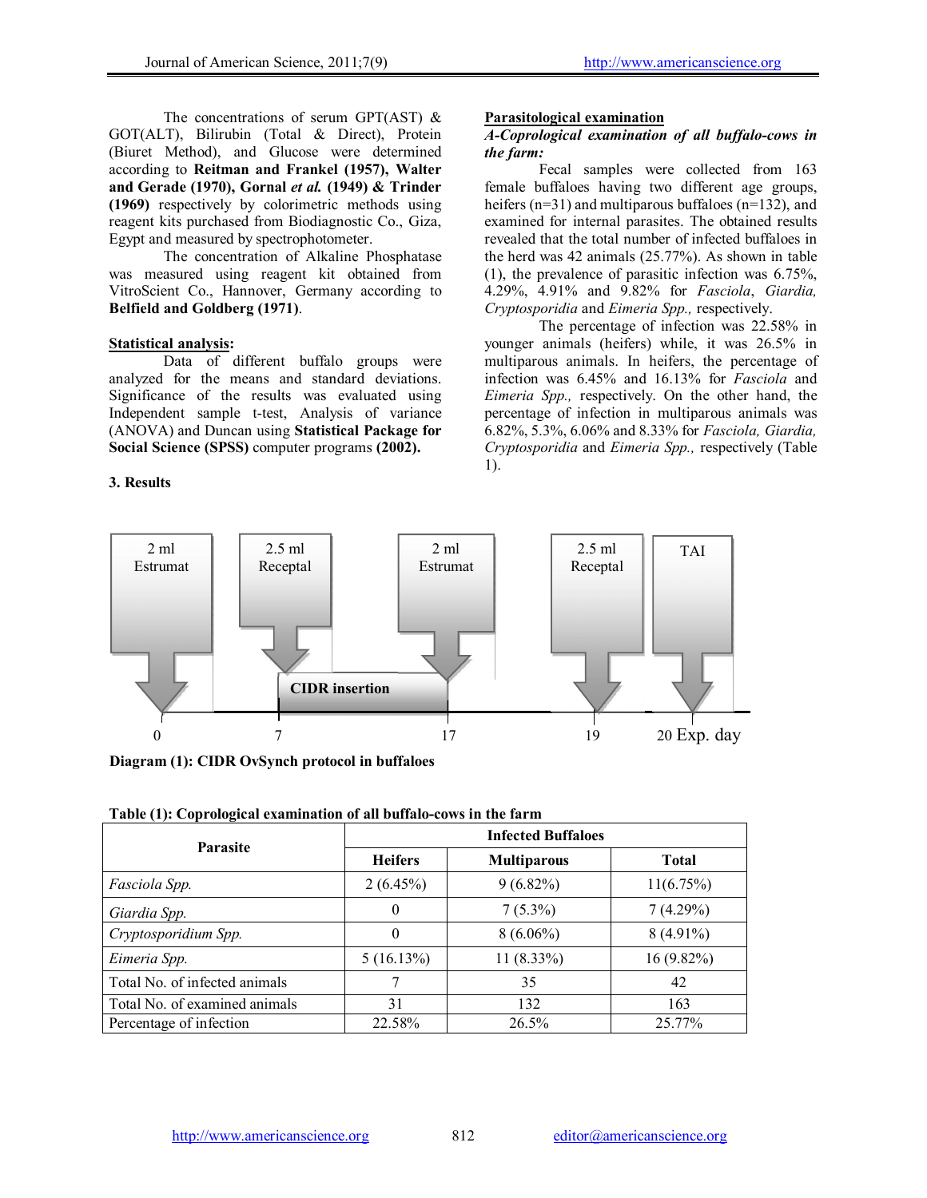The concentrations of serum GPT(AST) & GOT(ALT), Bilirubin (Total & Direct), Protein (Biuret Method), and Glucose were determined according to **Reitman and Frankel (1957), Walter and Gerade (1970), Gornal *et al.* (1949) & Trinder (1969)** respectively by colorimetric methods using reagent kits purchased from Biodiagnostic Co., Giza, Egypt and measured by spectrophotometer.

The concentration of Alkaline Phosphatase was measured using reagent kit obtained from VitroScient Co., Hannover, Germany according to **Belfield and Goldberg (1971)**.

**Statistical analysis:**

Data of different buffalo groups were analyzed for the means and standard deviations. Significance of the results was evaluated using Independent sample t-test, Analysis of variance (ANOVA) and Duncan using **Statistical Package for Social Science (SPSS)** computer programs **(2002).**

## 3. Results

**Parasitological examination**

***A-Coprological examination of all buffalo-cows in the farm:***

Fecal samples were collected from 163 female buffaloes having two different age groups, heifers (n=31) and multiparous buffaloes (n=132), and examined for internal parasites. The obtained results revealed that the total number of infected buffaloes in the herd was 42 animals (25.77%). As shown in table (1), the prevalence of parasitic infection was 6.75%, 4.29%, 4.91% and 9.82% for *Fasciola*, *Giardia, Cryptosporidia* and *Eimeria Spp.,* respectively.

The percentage of infection was 22.58% in younger animals (heifers) while, it was 26.5% in multiparous animals. In heifers, the percentage of infection was 6.45% and 16.13% for *Fasciola* and *Eimeria Spp.,* respectively. On the other hand, the percentage of infection in multiparous animals was 6.82%, 5.3%, 6.06% and 8.33% for *Fasciola, Giardia, Cryptosporidia* and *Eimeria Spp.,* respectively (Table 1).

**Diagram (1): CIDR OvSynch protocol in buffaloes**

**Table (1): Coprological examination of all buffalo-cows in the farm**

| Parasite | Infected Buffaloes | | |
|---|---|---|---|
| | Heifers | Multiparous | Total |
| *Fasciola Spp.* | 2 (6.45%) | 9 (6.82%) | 11(6.75%) |
| *Giardia Spp.* | 0 | 7 (5.3%) | 7 (4.29%) |
| *Cryptosporidium Spp.* | 0 | 8 (6.06%) | 8 (4.91%) |
| *Eimeria Spp.* | 5 (16.13%) | 11 (8.33%) | 16 (9.82%) |
| Total No. of infected animals | 7 | 35 | 42 |
| Total No. of examined animals | 31 | 132 | 163 |
| Percentage of infection | 22.58% | 26.5% | 25.77% |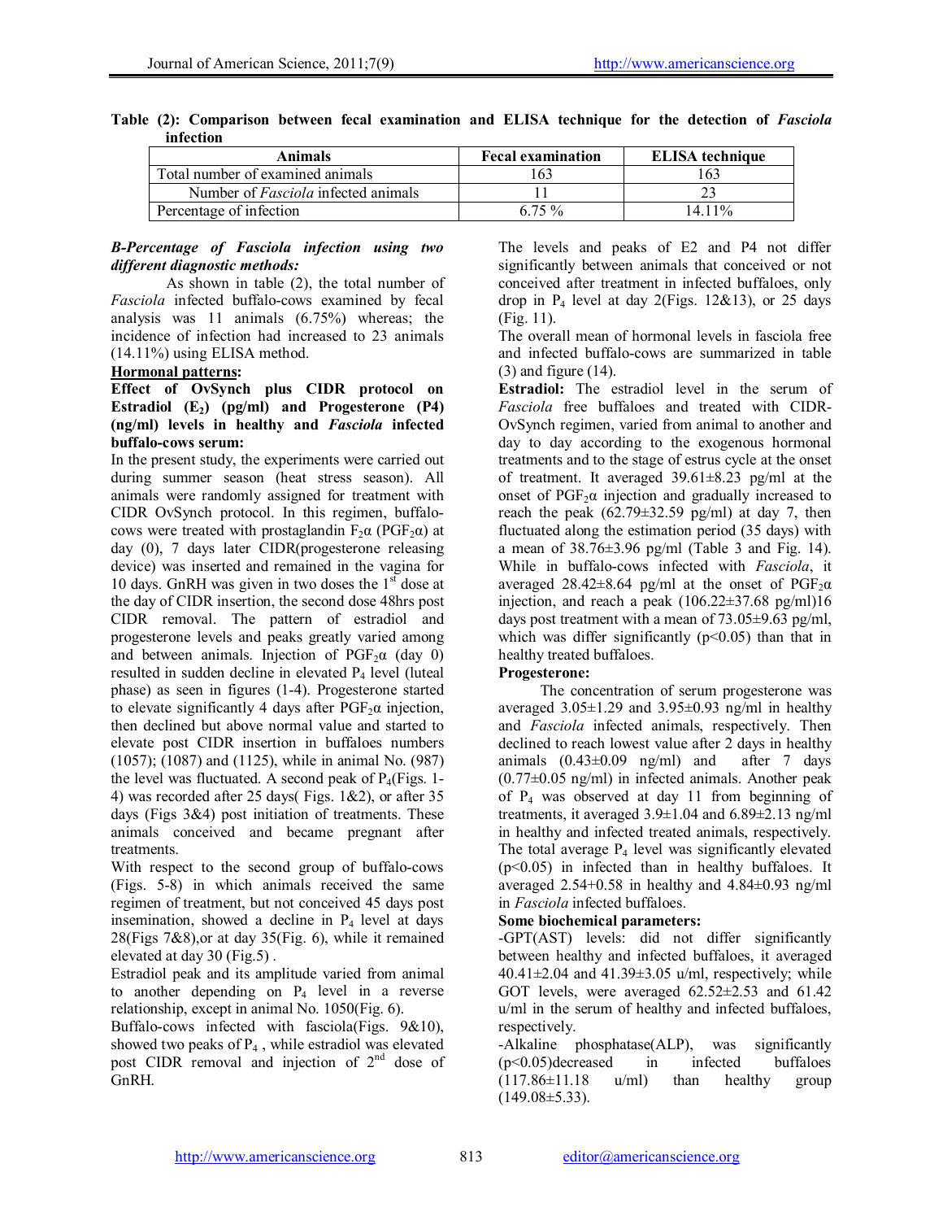**Table (2): Comparison between fecal examination and ELISA technique for the detection of *Fasciola* infection**

| Animals | Fecal examination | ELISA technique |
|---|---|---|
| Total number of examined animals | 163 | 163 |
| Number of *Fasciola* infected animals | 11 | 23 |
| Percentage of infection | 6.75 % | 14.11% |

***B-Percentage of Fasciola infection using two different diagnostic methods:***

As shown in table (2), the total number of *Fasciola* infected buffalo-cows examined by fecal analysis was 11 animals (6.75%) whereas; the incidence of infection had increased to 23 animals (14.11%) using ELISA method.

**Hormonal patterns:**

**Effect of OvSynch plus CIDR protocol on Estradiol ($E_2$) (pg/ml) and Progesterone (P4) (ng/ml) levels in healthy and *Fasciola* infected buffalo-cows serum:**

In the present study, the experiments were carried out during summer season (heat stress season). All animals were randomly assigned for treatment with CIDR OvSynch protocol. In this regimen, buffalo-cows were treated with prostaglandin $F_2\alpha$ ($PGF_2\alpha$) at day (0), 7 days later CIDR(progesterone releasing device) was inserted and remained in the vagina for 10 days. GnRH was given in two doses the 1st dose at the day of CIDR insertion, the second dose 48hrs post CIDR removal. The pattern of estradiol and progesterone levels and peaks greatly varied among and between animals. Injection of $PGF_2\alpha$ (day 0) resulted in sudden decline in elevated $P_4$ level (luteal phase) as seen in figures (1-4). Progesterone started to elevate significantly 4 days after $PGF_2\alpha$ injection, then declined but above normal value and started to elevate post CIDR insertion in buffaloes numbers (1057); (1087) and (1125), while in animal No. (987) the level was fluctuated. A second peak of $P_4$(Figs. 1-4) was recorded after 25 days( Figs. 1&2), or after 35 days (Figs 3&4) post initiation of treatments. These animals conceived and became pregnant after treatments.

With respect to the second group of buffalo-cows (Figs. 5-8) in which animals received the same regimen of treatment, but not conceived 45 days post insemination, showed a decline in $P_4$ level at days 28(Figs 7&8),or at day 35(Fig. 6), while it remained elevated at day 30 (Fig.5) .

Estradiol peak and its amplitude varied from animal to another depending on $P_4$ level in a reverse relationship, except in animal No. 1050(Fig. 6).

Buffalo-cows infected with fasciola(Figs. 9&10), showed two peaks of $P_4$ , while estradiol was elevated post CIDR removal and injection of 2nd dose of GnRH.

The levels and peaks of E2 and P4 not differ significantly between animals that conceived or not conceived after treatment in infected buffaloes, only drop in $P_4$ level at day 2(Figs. 12&13), or 25 days (Fig. 11).

The overall mean of hormonal levels in fasciola free and infected buffalo-cows are summarized in table (3) and figure (14).

**Estradiol:** The estradiol level in the serum of *Fasciola* free buffaloes and treated with CIDR-OvSynch regimen, varied from animal to another and day to day according to the exogenous hormonal treatments and to the stage of estrus cycle at the onset of treatment. It averaged 39.61±8.23 pg/ml at the onset of $PGF_2\alpha$ injection and gradually increased to reach the peak (62.79±32.59 pg/ml) at day 7, then fluctuated along the estimation period (35 days) with a mean of 38.76±3.96 pg/ml (Table 3 and Fig. 14). While in buffalo-cows infected with *Fasciola*, it averaged 28.42±8.64 pg/ml at the onset of $PGF_2\alpha$ injection, and reach a peak (106.22±37.68 pg/ml)16 days post treatment with a mean of 73.05±9.63 pg/ml, which was differ significantly ($p<0.05$) than that in healthy treated buffaloes.

**Progesterone:**

The concentration of serum progesterone was averaged 3.05±1.29 and 3.95±0.93 ng/ml in healthy and *Fasciola* infected animals, respectively. Then declined to reach lowest value after 2 days in healthy animals (0.43±0.09 ng/ml) and after 7 days (0.77±0.05 ng/ml) in infected animals. Another peak of $P_4$ was observed at day 11 from beginning of treatments, it averaged 3.9±1.04 and 6.89±2.13 ng/ml in healthy and infected treated animals, respectively. The total average $P_4$ level was significantly elevated ($p<0.05$) in infected than in healthy buffaloes. It averaged 2.54+0.58 in healthy and 4.84±0.93 ng/ml in *Fasciola* infected buffaloes.

**Some biochemical parameters:**

-GPT(AST) levels: did not differ significantly between healthy and infected buffaloes, it averaged 40.41±2.04 and 41.39±3.05 u/ml, respectively; while GOT levels, were averaged 62.52±2.53 and 61.42 u/ml in the serum of healthy and infected buffaloes, respectively.

-Alkaline phosphatase(ALP), was significantly ($p<0.05$)decreased in infected buffaloes (117.86±11.18 u/ml) than healthy group (149.08±5.33).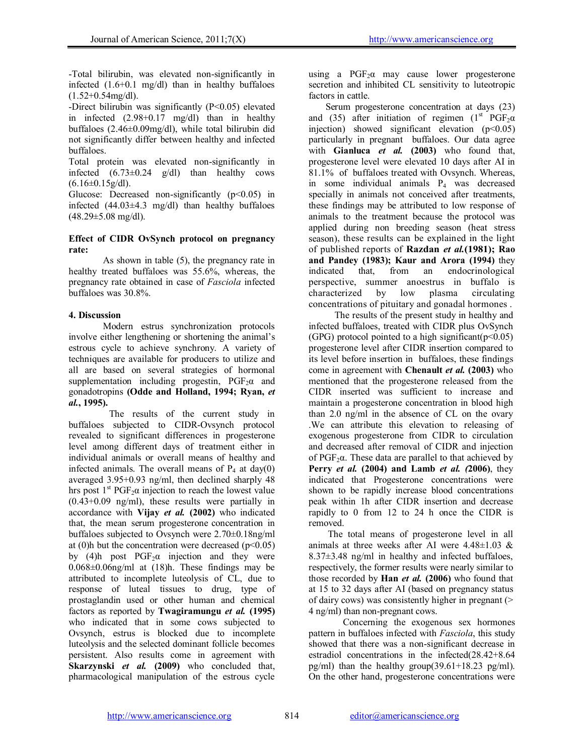-Total bilirubin, was elevated non-significantly in infected (1.6+0.1 mg/dl) than in healthy buffaloes (1.52+0.54mg/dl).

-Direct bilirubin was significantly ($P<0.05$) elevated in infected (2.98+0.17 mg/dl) than in healthy buffaloes (2.46±0.09mg/dl), while total bilirubin did not significantly differ between healthy and infected buffaloes.

Total protein was elevated non-significantly in infected (6.73±0.24 g/dl) than healthy cows (6.16±0.15g/dl).

Glucose: Decreased non-significantly ($p<0.05$) in infected (44.03±4.3 mg/dl) than healthy buffaloes (48.29±5.08 mg/dl).

**Effect of CIDR OvSynch protocol on pregnancy rate:**

As shown in table (5), the pregnancy rate in healthy treated buffaloes was 55.6%, whereas, the pregnancy rate obtained in case of *Fasciola* infected buffaloes was 30.8%.

## 4. Discussion

Modern estrus synchronization protocols involve either lengthening or shortening the animal's estrous cycle to achieve synchrony. A variety of techniques are available for producers to utilize and all are based on several strategies of hormonal supplementation including progestin, $PGF_2\alpha$ and gonadotropins **(Odde and Holland, 1994; Ryan, *et al.*, 1995).**

The results of the current study in buffaloes subjected to CIDR-Ovsynch protocol revealed to significant differences in progesterone level among different days of treatment either in individual animals or overall means of healthy and infected animals. The overall means of $P_4$ at day(0) averaged 3.95+0.93 ng/ml, then declined sharply 48 hrs post 1[st] $PGF_2\alpha$ injection to reach the lowest value (0.43+0.09 ng/ml), these results were partially in accordance with **Vijay *et al.* (2002)** who indicated that, the mean serum progesterone concentration in buffaloes subjected to Ovsynch were 2.70±0.18ng/ml at (0)h but the concentration were decreased ($p<0.05$) by (4)h post $PGF_2\alpha$ injection and they were 0.068±0.06ng/ml at (18)h. These findings may be attributed to incomplete luteolysis of CL, due to response of luteal tissues to drug, type of prostaglandin used or other human and chemical factors as reported by **Twagiramungu *et al.* (1995)** who indicated that in some cows subjected to Ovsynch, estrus is blocked due to incomplete luteolysis and the selected dominant follicle becomes persistent. Also results come in agreement with **Skarzynski *et al.* (2009)** who concluded that, pharmacological manipulation of the estrous cycle using a $PGF_2\alpha$ may cause lower progesterone secretion and inhibited CL sensitivity to luteotropic factors in cattle.

Serum progesterone concentration at days (23) and (35) after initiation of regimen (1[st] $PGF_2\alpha$ injection) showed significant elevation ($p<0.05$) particularly in pregnant buffaloes. Our data agree with **Gianluca *et al.* (2003)** who found that, progesterone level were elevated 10 days after AI in 81.1% of buffaloes treated with Ovsynch. Whereas, in some individual animals $P_4$ was decreased specially in animals not conceived after treatments, these findings may be attributed to low response of animals to the treatment because the protocol was applied during non breeding season (heat stress season), these results can be explained in the light of published reports of **Razdan *et al.*(1981); Rao and Pandey (1983); Kaur and Arora (1994)** they indicated that, from an endocrinological perspective, summer anoestrus in buffalo is characterized by low plasma circulating concentrations of pituitary and gonadal hormones .

The results of the present study in healthy and infected buffaloes, treated with CIDR plus OvSynch (GPG) protocol pointed to a high significant($p<0.05$) progesterone level after CIDR insertion compared to its level before insertion in buffaloes, these findings come in agreement with **Chenault *et al.* (2003)** who mentioned that the progesterone released from the CIDR inserted was sufficient to increase and maintain a progesterone concentration in blood high than 2.0 ng/ml in the absence of CL on the ovary .We can attribute this elevation to releasing of exogenous progesterone from CIDR to circulation and decreased after removal of CIDR and injection of $PGF_2\alpha$. These data are parallel to that achieved by **Perry *et al.* (2004) and Lamb *et al.* (2006)**, they indicated that Progesterone concentrations were shown to be rapidly increase blood concentrations peak within 1h after CIDR insertion and decrease rapidly to 0 from 12 to 24 h once the CIDR is removed.

The total means of progesterone level in all animals at three weeks after AI were 4.48±1.03 & 8.37±3.48 ng/ml in healthy and infected buffaloes, respectively, the former results were nearly similar to those recorded by **Han *et al.* (2006)** who found that at 15 to 32 days after AI (based on pregnancy status of dairy cows) was consistently higher in pregnant (> 4 ng/ml) than non-pregnant cows.

Concerning the exogenous sex hormones pattern in buffaloes infected with *Fasciola*, this study showed that there was a non-significant decrease in estradiol concentrations in the infected(28.42+8.64 pg/ml) than the healthy group(39.61+18.23 pg/ml). On the other hand, progesterone concentrations were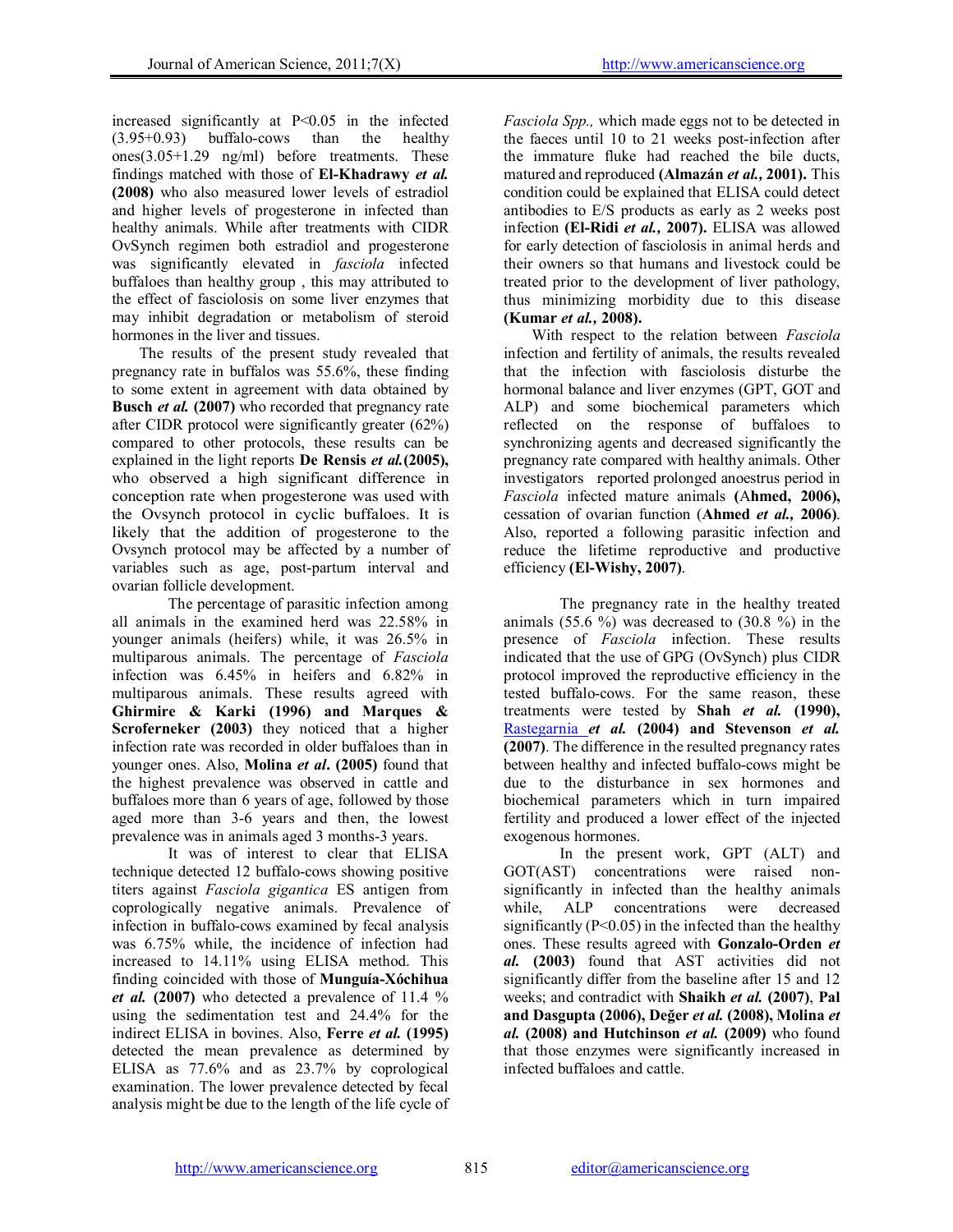increased significantly at $P<0.05$ in the infected (3.95+0.93) buffalo-cows than the healthy ones(3.05+1.29 ng/ml) before treatments. These findings matched with those of **El-Khadrawy *et al.* (2008)** who also measured lower levels of estradiol and higher levels of progesterone in infected than healthy animals. While after treatments with CIDR OvSynch regimen both estradiol and progesterone was significantly elevated in *fasciola* infected buffaloes than healthy group , this may attributed to the effect of fasciolosis on some liver enzymes that may inhibit degradation or metabolism of steroid hormones in the liver and tissues.

The results of the present study revealed that pregnancy rate in buffalos was 55.6%, these finding to some extent in agreement with data obtained by **Busch *et al.* (2007)** who recorded that pregnancy rate after CIDR protocol were significantly greater (62%) compared to other protocols, these results can be explained in the light reports **De Rensis *et al.*(2005),** who observed a high significant difference in conception rate when progesterone was used with the Ovsynch protocol in cyclic buffaloes. It is likely that the addition of progesterone to the Ovsynch protocol may be affected by a number of variables such as age, post-partum interval and ovarian follicle development.

The percentage of parasitic infection among all animals in the examined herd was 22.58% in younger animals (heifers) while, it was 26.5% in multiparous animals. The percentage of *Fasciola* infection was 6.45% in heifers and 6.82% in multiparous animals. These results agreed with **Ghirmire & Karki (1996) and Marques & Scroferneker (2003)** they noticed that a higher infection rate was recorded in older buffaloes than in younger ones. Also, **Molina *et al*. (2005)** found that the highest prevalence was observed in cattle and buffaloes more than 6 years of age, followed by those aged more than 3-6 years and then, the lowest prevalence was in animals aged 3 months-3 years.

It was of interest to clear that ELISA technique detected 12 buffalo-cows showing positive titers against *Fasciola gigantica* ES antigen from coprologically negative animals. Prevalence of infection in buffalo-cows examined by fecal analysis was 6.75% while, the incidence of infection had increased to 14.11% using ELISA method. This finding coincided with those of **Munguía-Xóchihua *et al.* (2007)** who detected a prevalence of 11.4 % using the sedimentation test and 24.4% for the indirect ELISA in bovines. Also, **Ferre *et al.* (1995)** detected the mean prevalence as determined by ELISA as 77.6% and as 23.7% by coprological examination. The lower prevalence detected by fecal analysis might be due to the length of the life cycle of *Fasciola Spp.,* which made eggs not to be detected in the faeces until 10 to 21 weeks post-infection after the immature fluke had reached the bile ducts, matured and reproduced **(Almazán *et al.*, 2001).** This condition could be explained that ELISA could detect antibodies to E/S products as early as 2 weeks post infection **(El-Ridi *et al.*, 2007).** ELISA was allowed for early detection of fasciolosis in animal herds and their owners so that humans and livestock could be treated prior to the development of liver pathology, thus minimizing morbidity due to this disease **(Kumar *et al.*, 2008).**

With respect to the relation between *Fasciola* infection and fertility of animals, the results revealed that the infection with fasciolosis disturbe the hormonal balance and liver enzymes (GPT, GOT and ALP) and some biochemical parameters which reflected on the response of buffaloes to synchronizing agents and decreased significantly the pregnancy rate compared with healthy animals. Other investigators reported prolonged anoestrus period in *Fasciola* infected mature animals **(Ahmed, 2006),** cessation of ovarian function (**Ahmed *et al.*, 2006)**. Also, reported a following parasitic infection and reduce the lifetime reproductive and productive efficiency **(El-Wishy, 2007)**.

The pregnancy rate in the healthy treated animals (55.6 %) was decreased to (30.8 %) in the presence of *Fasciola* infection. These results indicated that the use of GPG (OvSynch) plus CIDR protocol improved the reproductive efficiency in the tested buffalo-cows. For the same reason, these treatments were tested by **Shah *et al.* (1990),** Rastegarnia ***et al.* (2004) and Stevenson *et al.* (2007)**. The difference in the resulted pregnancy rates between healthy and infected buffalo-cows might be due to the disturbance in sex hormones and biochemical parameters which in turn impaired fertility and produced a lower effect of the injected exogenous hormones.

In the present work, GPT (ALT) and GOT(AST) concentrations were raised non-significantly in infected than the healthy animals while, ALP concentrations were decreased significantly ($P<0.05$) in the infected than the healthy ones. These results agreed with **Gonzalo-Orden *et al.* (2003)** found that AST activities did not significantly differ from the baseline after 15 and 12 weeks; and contradict with **Shaikh *et al.* (2007)**, **Pal and Dasgupta (2006), Değer *et al.* (2008), Molina *et al.* (2008) and Hutchinson *et al.* (2009)** who found that those enzymes were significantly increased in infected buffaloes and cattle.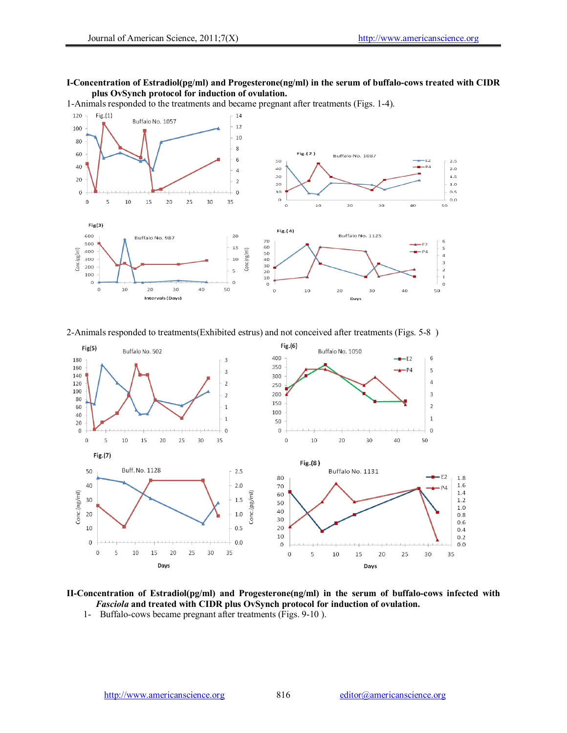**I-Concentration of Estradiol(pg/ml) and Progesterone(ng/ml) in the serum of buffalo-cows treated with CIDR plus OvSynch protocol for induction of ovulation.**

1-Animals responded to the treatments and became pregnant after treatments (Figs. 1-4).

Fig.(1) Buffalo No. 1057

Fig.(2) Buffalo No. 1087

Fig(3) Buffalo No. 987

Fig.(4) Buffalo No. 1125

2-Animals responded to treatments(Exhibited estrus) and not conceived after treatments (Figs. 5-8 )

Fig(5) Buffalo No. 502

Fig.(6) Buffalo No. 1050

Fig.(7) Buff. No. 1128

Fig.(8) Buffalo No. 1131

**II-Concentration of Estradiol(pg/ml) and Progesterone(ng/ml) in the serum of buffalo-cows infected with *Fasciola* and treated with CIDR plus OvSynch protocol for induction of ovulation.**

1- Buffalo-cows became pregnant after treatments (Figs. 9-10 ).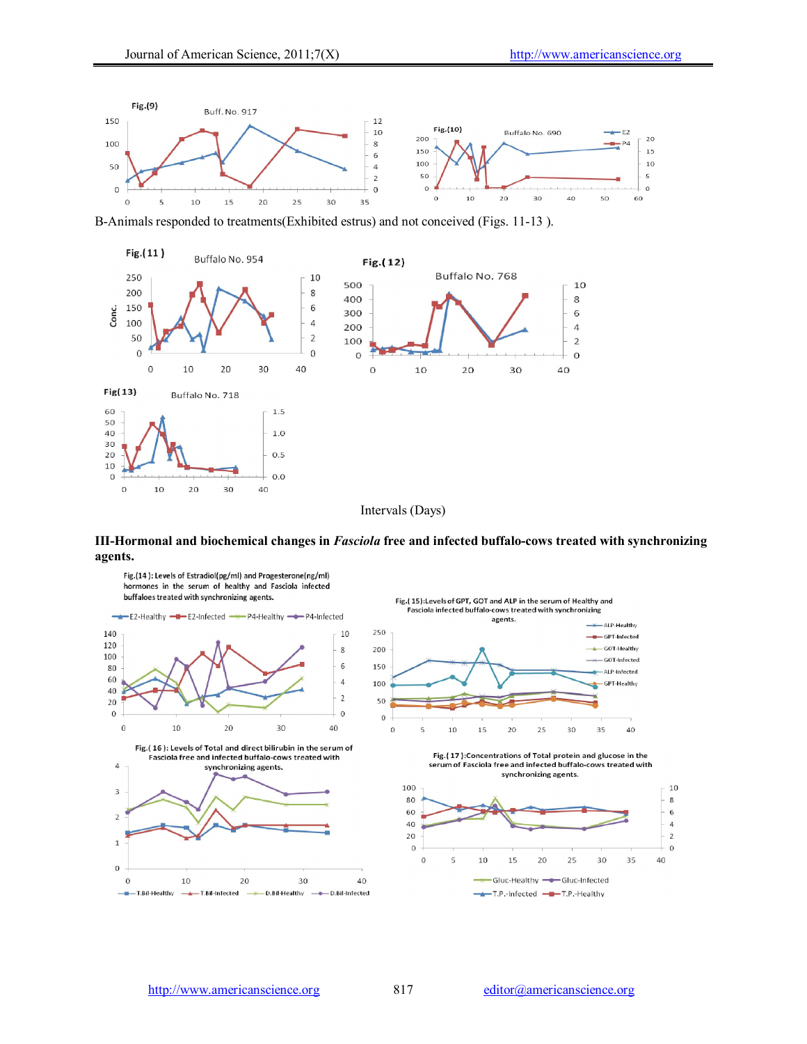B-Animals responded to treatments(Exhibited estrus) and not conceived (Figs. 11-13 ).

Intervals (Days)

**III-Hormonal and biochemical changes in *Fasciola* free and infected buffalo-cows treated with synchronizing agents.**

Fig.(14 ): Levels of Estradiol(pg/ml) and Progesterone(ng/ml) hormones in the serum of healthy and Fasciola infected buffaloes treated with synchronizing agents.

Fig.( 15):Levels of GPT, GOT and ALP in the serum of Healthy and Fasciola infected buffalo-cows treated with synchronizing agents.

Fig.( 16 ): Levels of Total and direct bilirubin in the serum of Fasciola free and infected buffalo-cows treated with synchronizing agents.

Fig.( 17 ):Concentrations of Total protein and glucose in the serum of Fasciola free and infected buffalo-cows treated with synchronizing agents.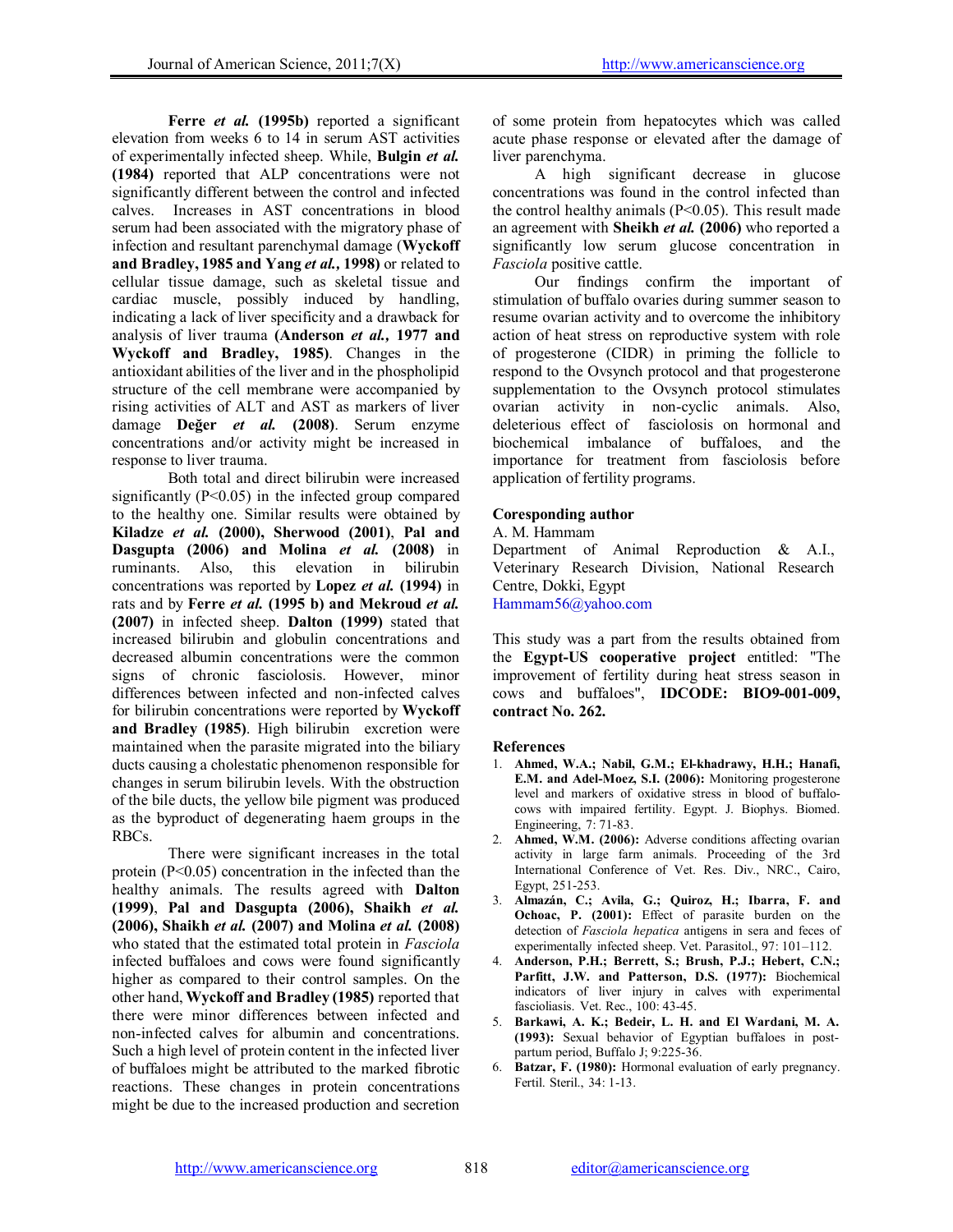**Ferre *et al.* (1995b)** reported a significant elevation from weeks 6 to 14 in serum AST activities of experimentally infected sheep. While, **Bulgin *et al.* (1984)** reported that ALP concentrations were not significantly different between the control and infected calves. Increases in AST concentrations in blood serum had been associated with the migratory phase of infection and resultant parenchymal damage (**Wyckoff and Bradley, 1985 and Yang *et al.*, 1998)** or related to cellular tissue damage, such as skeletal tissue and cardiac muscle, possibly induced by handling, indicating a lack of liver specificity and a drawback for analysis of liver trauma **(Anderson *et al.*, 1977 and Wyckoff and Bradley, 1985)**. Changes in the antioxidant abilities of the liver and in the phospholipid structure of the cell membrane were accompanied by rising activities of ALT and AST as markers of liver damage **Değer *et al.* (2008)**. Serum enzyme concentrations and/or activity might be increased in response to liver trauma.

Both total and direct bilirubin were increased significantly ($P<0.05$) in the infected group compared to the healthy one. Similar results were obtained by **Kiladze *et al.* (2000), Sherwood (2001)**, **Pal and Dasgupta (2006) and Molina *et al.* (2008)** in ruminants. Also, this elevation in bilirubin concentrations was reported by **Lopez *et al.* (1994)** in rats and by **Ferre *et al.* (1995 b) and Mekroud *et al.* (2007)** in infected sheep. **Dalton (1999)** stated that increased bilirubin and globulin concentrations and decreased albumin concentrations were the common signs of chronic fasciolosis. However, minor differences between infected and non-infected calves for bilirubin concentrations were reported by **Wyckoff and Bradley (1985)**. High bilirubin excretion were maintained when the parasite migrated into the biliary ducts causing a cholestatic phenomenon responsible for changes in serum bilirubin levels. With the obstruction of the bile ducts, the yellow bile pigment was produced as the byproduct of degenerating haem groups in the RBCs.

There were significant increases in the total protein ($P<0.05$) concentration in the infected than the healthy animals. The results agreed with **Dalton (1999)**, **Pal and Dasgupta (2006), Shaikh *et al.* (2006), Shaikh *et al.* (2007) and Molina *et al.* (2008)** who stated that the estimated total protein in *Fasciola* infected buffaloes and cows were found significantly higher as compared to their control samples. On the other hand, **Wyckoff and Bradley (1985)** reported that there were minor differences between infected and non-infected calves for albumin and concentrations. Such a high level of protein content in the infected liver of buffaloes might be attributed to the marked fibrotic reactions. These changes in protein concentrations might be due to the increased production and secretion of some protein from hepatocytes which was called acute phase response or elevated after the damage of liver parenchyma.

A high significant decrease in glucose concentrations was found in the control infected than the control healthy animals ($P<0.05$). This result made an agreement with **Sheikh *et al.* (2006)** who reported a significantly low serum glucose concentration in *Fasciola* positive cattle.

Our findings confirm the important of stimulation of buffalo ovaries during summer season to resume ovarian activity and to overcome the inhibitory action of heat stress on reproductive system with role of progesterone (CIDR) in priming the follicle to respond to the Ovsynch protocol and that progesterone supplementation to the Ovsynch protocol stimulates ovarian activity in non-cyclic animals. Also, deleterious effect of fasciolosis on hormonal and biochemical imbalance of buffaloes, and the importance for treatment from fasciolosis before application of fertility programs.

**Coresponding author**

A. M. Hammam
Department of Animal Reproduction & A.I., Veterinary Research Division, National Research Centre, Dokki, Egypt
Hammam56@yahoo.com

This study was a part from the results obtained from the **Egypt-US cooperative project** entitled: "The improvement of fertility during heat stress season in cows and buffaloes", **IDCODE: BIO9-001-009, contract No. 262.**

**References**

1. **Ahmed, W.A.; Nabil, G.M.; El-khadrawy, H.H.; Hanafi, E.M. and Adel-Moez, S.I. (2006):** Monitoring progesterone level and markers of oxidative stress in blood of buffalo-cows with impaired fertility. Egypt. J. Biophys. Biomed. Engineering, 7: 71-83.
2. **Ahmed, W.M. (2006):** Adverse conditions affecting ovarian activity in large farm animals. Proceeding of the 3rd International Conference of Vet. Res. Div., NRC., Cairo, Egypt, 251-253.
3. **Almazán, C.; Avila, G.; Quiroz, H.; Ibarra, F. and Ochoac, P. (2001):** Effect of parasite burden on the detection of *Fasciola hepatica* antigens in sera and feces of experimentally infected sheep. Vet. Parasitol., 97: 101–112.
4. **Anderson, P.H.; Berrett, S.; Brush, P.J.; Hebert, C.N.; Parfitt, J.W. and Patterson, D.S. (1977):** Biochemical indicators of liver injury in calves with experimental fascioliasis. Vet. Rec., 100: 43-45.
5. **Barkawi, A. K.; Bedeir, L. H. and El Wardani, M. A. (1993):** Sexual behavior of Egyptian buffaloes in post-partum period, Buffalo J; 9:225-36.
6. **Batzar, F. (1980):** Hormonal evaluation of early pregnancy. Fertil. Steril., 34: 1-13.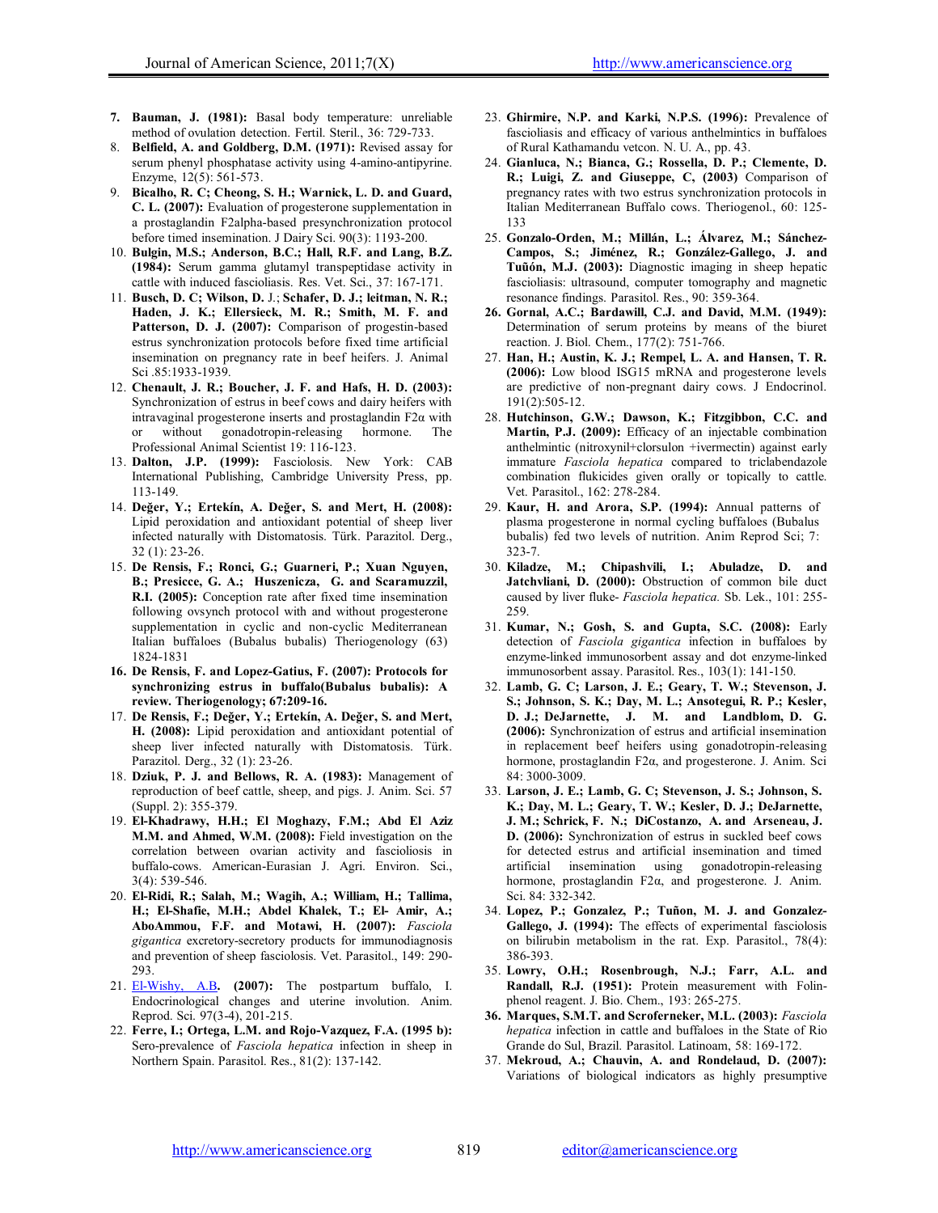7. **Bauman, J. (1981):** Basal body temperature: unreliable method of ovulation detection. Fertil. Steril., 36: 729-733.
8. **Belfield, A. and Goldberg, D.M. (1971):** Revised assay for serum phenyl phosphatase activity using 4-amino-antipyrine. Enzyme, 12(5): 561-573.
9. **Bicalho, R. C; Cheong, S. H.; Warnick, L. D. and Guard, C. L. (2007):** Evaluation of progesterone supplementation in a prostaglandin F2alpha-based presynchronization protocol before timed insemination. J Dairy Sci. 90(3): 1193-200.
10. **Bulgin, M.S.; Anderson, B.C.; Hall, R.F. and Lang, B.Z. (1984):** Serum gamma glutamyl transpeptidase activity in cattle with induced fascioliasis. Res. Vet. Sci., 37: 167-171.
11. **Busch, D. C; Wilson, D. J.; Schafer, D. J.; leitman, N. R.; Haden, J. K.; Ellersieck, M. R.; Smith, M. F. and Patterson, D. J. (2007):** Comparison of progestin-based estrus synchronization protocols before fixed time artificial insemination on pregnancy rate in beef heifers. J. Animal Sci .85:1933-1939.
12. **Chenault, J. R.; Boucher, J. F. and Hafs, H. D. (2003):** Synchronization of estrus in beef cows and dairy heifers with intravaginal progesterone inserts and prostaglandin F2α with or without gonadotropin-releasing hormone. The Professional Animal Scientist 19: 116-123.
13. **Dalton, J.P. (1999):** Fasciolosis. New York: CAB International Publishing, Cambridge University Press, pp. 113-149.
14. **Değer, Y.; Ertekín, A. Değer, S. and Mert, H. (2008):** Lipid peroxidation and antioxidant potential of sheep liver infected naturally with Distomatosis. Türk. Parazitol. Derg., 32 (1): 23-26.
15. **De Rensis, F.; Ronci, G.; Guarneri, P.; Xuan Nguyen, B.; Presicce, G. A.; Huszenicza, G. and Scaramuzzil, R.I. (2005):** Conception rate after fixed time insemination following ovsynch protocol with and without progesterone supplementation in cyclic and non-cyclic Mediterranean Italian buffaloes (Bubalus bubalis) Theriogenology (63) 1824-1831
16. **De Rensis, F. and Lopez-Gatius, F. (2007): Protocols for synchronizing estrus in buffalo(Bubalus bubalis): A review. Theriogenology; 67:209-16.**
17. **De Rensis, F.; Değer, Y.; Ertekín, A. Değer, S. and Mert, H. (2008):** Lipid peroxidation and antioxidant potential of sheep liver infected naturally with Distomatosis. Türk. Parazitol. Derg., 32 (1): 23-26.
18. **Dziuk, P. J. and Bellows, R. A. (1983):** Management of reproduction of beef cattle, sheep, and pigs. J. Anim. Sci. 57 (Suppl. 2): 355-379.
19. **El-Khadrawy, H.H.; El Moghazy, F.M.; Abd El Aziz M.M. and Ahmed, W.M. (2008):** Field investigation on the correlation between ovarian activity and fascioliosis in buffalo-cows. American-Eurasian J. Agri. Environ. Sci., 3(4): 539-546.
20. **El-Ridi, R.; Salah, M.; Wagih, A.; William, H.; Tallima, H.; El-Shafie, M.H.; Abdel Khalek, T.; El- Amir, A.; AboAmmou, F.F. and Motawi, H. (2007):** *Fasciola gigantica* excretory-secretory products for immunodiagnosis and prevention of sheep fasciolosis. Vet. Parasitol., 149: 290-293.
21. El-Wishy, A.B**. (2007):** The postpartum buffalo, I. Endocrinological changes and uterine involution. Anim. Reprod. Sci. 97(3-4), 201-215.
22. **Ferre, I.; Ortega, L.M. and Rojo-Vazquez, F.A. (1995 b):** Sero-prevalence of *Fasciola hepatica* infection in sheep in Northern Spain. Parasitol. Res., 81(2): 137-142.
23. **Ghirmire, N.P. and Karki, N.P.S. (1996):** Prevalence of fascioliasis and efficacy of various anthelmintics in buffaloes of Rural Kathamandu vetcon. N. U. A., pp. 43.
24. **Gianluca, N.; Bianca, G.; Rossella, D. P.; Clemente, D. R.; Luigi, Z. and Giuseppe, C, (2003)** Comparison of pregnancy rates with two estrus synchronization protocols in Italian Mediterranean Buffalo cows. Theriogenol., 60: 125-133
25. **Gonzalo-Orden, M.; Millán, L.; Álvarez, M.; Sánchez-Campos, S.; Jiménez, R.; González-Gallego, J. and Tuñón, M.J. (2003):** Diagnostic imaging in sheep hepatic fascioliasis: ultrasound, computer tomography and magnetic resonance findings. Parasitol. Res., 90: 359-364.
26. **Gornal, A.C.; Bardawill, C.J. and David, M.M. (1949):** Determination of serum proteins by means of the biuret reaction. J. Biol. Chem., 177(2): 751-766.
27. **Han, H.; Austin, K. J.; Rempel, L. A. and Hansen, T. R. (2006):** Low blood ISG15 mRNA and progesterone levels are predictive of non-pregnant dairy cows. J Endocrinol. 191(2):505-12.
28. **Hutchinson, G.W.; Dawson, K.; Fitzgibbon, C.C. and Martin, P.J. (2009):** Efficacy of an injectable combination anthelmintic (nitroxynil+clorsulon +ivermectin) against early immature *Fasciola hepatica* compared to triclabendazole combination flukicides given orally or topically to cattle. Vet. Parasitol., 162: 278-284.
29. **Kaur, H. and Arora, S.P. (1994):** Annual patterns of plasma progesterone in normal cycling buffaloes (Bubalus bubalis) fed two levels of nutrition. Anim Reprod Sci; 7: 323-7.
30. **Kiladze, M.; Chipashvili, I.; Abuladze, D. and Jatchvliani, D. (2000):** Obstruction of common bile duct caused by liver fluke- *Fasciola hepatica.* Sb. Lek., 101: 255-259.
31. **Kumar, N.; Gosh, S. and Gupta, S.C. (2008):** Early detection of *Fasciola gigantica* infection in buffaloes by enzyme-linked immunosorbent assay and dot enzyme-linked immunosorbent assay. Parasitol. Res., 103(1): 141-150.
32. **Lamb, G. C; Larson, J. E.; Geary, T. W.; Stevenson, J. S.; Johnson, S. K.; Day, M. L.; Ansotegui, R. P.; Kesler, D. J.; DeJarnette, J. M. and Landblom, D. G. (2006):** Synchronization of estrus and artificial insemination in replacement beef heifers using gonadotropin-releasing hormone, prostaglandin F2α, and progesterone. J. Anim. Sci 84: 3000-3009.
33. **Larson, J. E.; Lamb, G. C; Stevenson, J. S.; Johnson, S. K.; Day, M. L.; Geary, T. W.; Kesler, D. J.; DeJarnette, J. M.; Schrick, F. N.; DiCostanzo, A. and Arseneau, J. D. (2006):** Synchronization of estrus in suckled beef cows for detected estrus and artificial insemination and timed artificial insemination using gonadotropin-releasing hormone, prostaglandin F2α, and progesterone. J. Anim. Sci. 84: 332-342.
34. **Lopez, P.; Gonzalez, P.; Tuñon, M. J. and Gonzalez-Gallego, J. (1994):** The effects of experimental fasciolosis on bilirubin metabolism in the rat. Exp. Parasitol., 78(4): 386-393.
35. **Lowry, O.H.; Rosenbrough, N.J.; Farr, A.L. and Randall, R.J. (1951):** Protein measurement with Folin-phenol reagent. J. Bio. Chem., 193: 265-275.
36. **Marques, S.M.T. and Scroferneker, M.L. (2003):** *Fasciola hepatica* infection in cattle and buffaloes in the State of Rio Grande do Sul, Brazil. Parasitol. Latinoam, 58: 169-172.
37. **Mekroud, A.; Chauvin, A. and Rondelaud, D. (2007):** Variations of biological indicators as highly presumptive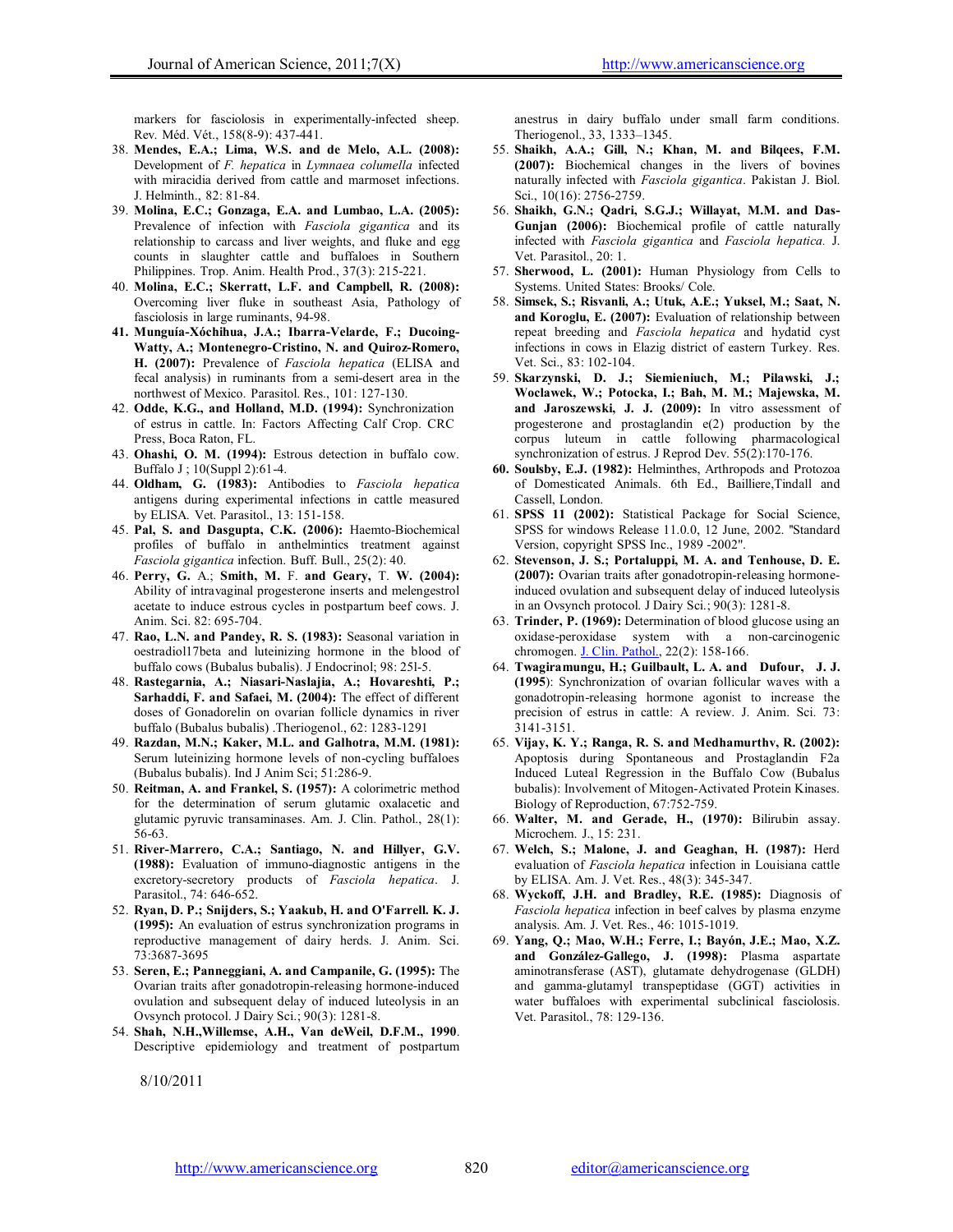markers for fasciolosis in experimentally-infected sheep. Rev. Méd. Vét., 158(8-9): 437-441.

38. **Mendes, E.A.; Lima, W.S. and de Melo, A.L. (2008):** Development of *F. hepatica* in *Lymnaea columella* infected with miracidia derived from cattle and marmoset infections. J. Helminth., 82: 81-84.
39. **Molina, E.C.; Gonzaga, E.A. and Lumbao, L.A. (2005):** Prevalence of infection with *Fasciola gigantica* and its relationship to carcass and liver weights, and fluke and egg counts in slaughter cattle and buffaloes in Southern Philippines. Trop. Anim. Health Prod., 37(3): 215-221.
40. **Molina, E.C.; Skerratt, L.F. and Campbell, R. (2008):** Overcoming liver fluke in southeast Asia, Pathology of fasciolosis in large ruminants, 94-98.
41. **Munguía-Xóchihua, J.A.; Ibarra-Velarde, F.; Ducoing-Watty, A.; Montenegro-Cristino, N. and Quiroz-Romero, H. (2007):** Prevalence of *Fasciola hepatica* (ELISA and fecal analysis) in ruminants from a semi-desert area in the northwest of Mexico. Parasitol. Res., 101: 127-130.
42. **Odde, K.G., and Holland, M.D. (1994):** Synchronization of estrus in cattle. In: Factors Affecting Calf Crop. CRC Press, Boca Raton, FL.
43. **Ohashi, O. M. (1994):** Estrous detection in buffalo cow. Buffalo J ; 10(Suppl 2):61-4.
44. **Oldham, G. (1983):** Antibodies to *Fasciola hepatica* antigens during experimental infections in cattle measured by ELISA. Vet. Parasitol., 13: 151-158.
45. **Pal, S. and Dasgupta, C.K. (2006):** Haemto-Biochemical profiles of buffalo in anthelmintics treatment against *Fasciola gigantica* infection. Buff. Bull., 25(2): 40.
46. **Perry, G.** A.; **Smith, M.** F. **and Geary,** T. **W. (2004):** Ability of intravaginal progesterone inserts and melengestrol acetate to induce estrous cycles in postpartum beef cows. J. Anim. Sci. 82: 695-704.
47. **Rao, L.N. and Pandey, R. S. (1983):** Seasonal variation in oestradiol17beta and luteinizing hormone in the blood of buffalo cows (Bubalus bubalis). J Endocrinol; 98: 25l-5.
48. **Rastegarnia, A.; Niasari-Naslajia, A.; Hovareshti, P.; Sarhaddi, F. and Safaei, M. (2004):** The effect of different doses of Gonadorelin on ovarian follicle dynamics in river buffalo (Bubalus bubalis) .Theriogenol., 62: 1283-1291
49. **Razdan, M.N.; Kaker, M.L. and Galhotra, M.M. (1981):** Serum luteinizing hormone levels of non-cycling buffaloes (Bubalus bubalis). Ind J Anim Sci; 51:286-9.
50. **Reitman, A. and Frankel, S. (1957):** A colorimetric method for the determination of serum glutamic oxalacetic and glutamic pyruvic transaminases. Am. J. Clin. Pathol., 28(1): 56-63.
51. **River-Marrero, C.A.; Santiago, N. and Hillyer, G.V. (1988):** Evaluation of immuno-diagnostic antigens in the excretory-secretory products of *Fasciola hepatica*. J. Parasitol., 74: 646-652.
52. **Ryan, D. P.; Snijders, S.; Yaakub, H. and O'Farrell. K. J. (1995):** An evaluation of estrus synchronization programs in reproductive management of dairy herds. J. Anim. Sci. 73:3687-3695
53. **Seren, E.; Panneggiani, A. and Campanile, G. (1995):** The Ovarian traits after gonadotropin-releasing hormone-induced ovulation and subsequent delay of induced luteolysis in an Ovsynch protocol. J Dairy Sci.; 90(3): 1281-8.
54. **Shah, N.H.,Willemse, A.H., Van deWeil, D.F.M., 1990**. Descriptive epidemiology and treatment of postpartum anestrus in dairy buffalo under small farm conditions. Theriogenol., 33, 1333–1345.
55. **Shaikh, A.A.; Gill, N.; Khan, M. and Bilqees, F.M. (2007):** Biochemical changes in the livers of bovines naturally infected with *Fasciola gigantica*. Pakistan J. Biol. Sci., 10(16): 2756-2759.
56. **Shaikh, G.N.; Qadri, S.G.J.; Willayat, M.M. and Das-Gunjan (2006):** Biochemical profile of cattle naturally infected with *Fasciola gigantica* and *Fasciola hepatica.* J. Vet. Parasitol., 20: 1.
57. **Sherwood, L. (2001):** Human Physiology from Cells to Systems. United States: Brooks/ Cole.
58. **Simsek, S.; Risvanli, A.; Utuk, A.E.; Yuksel, M.; Saat, N. and Koroglu, E. (2007):** Evaluation of relationship between repeat breeding and *Fasciola hepatica* and hydatid cyst infections in cows in Elazig district of eastern Turkey. Res. Vet. Sci., 83: 102-104.
59. **Skarzynski, D. J.; Siemieniuch, M.; Pilawski, J.; Woclawek, W.; Potocka, I.; Bah, M. M.; Majewska, M. and Jaroszewski, J. J. (2009):** In vitro assessment of progesterone and prostaglandin e(2) production by the corpus luteum in cattle following pharmacological synchronization of estrus. J Reprod Dev. 55(2):170-176.
60. **Soulsby, E.J. (1982):** Helminthes, Arthropods and Protozoa of Domesticated Animals. 6th Ed., Bailliere,Tindall and Cassell, London.
61. **SPSS 11 (2002):** Statistical Package for Social Science, SPSS for windows Release 11.0.0, 12 June, 2002. "Standard Version, copyright SPSS Inc., 1989 -2002".
62. **Stevenson, J. S.; Portaluppi, M. A. and Tenhouse, D. E. (2007):** Ovarian traits after gonadotropin-releasing hormone-induced ovulation and subsequent delay of induced luteolysis in an Ovsynch protocol. J Dairy Sci.; 90(3): 1281-8.
63. **Trinder, P. (1969):** Determination of blood glucose using an oxidase-peroxidase system with a non-carcinogenic chromogen. J. Clin. Pathol., 22(2): 158-166.
64. **Twagiramungu, H.; Guilbault, L. A. and Dufour, J. J. (1995**): Synchronization of ovarian follicular waves with a gonadotropin-releasing hormone agonist to increase the precision of estrus in cattle: A review. J. Anim. Sci. 73: 3141-3151.
65. **Vijay, K. Y.; Ranga, R. S. and Medhamurthv, R. (2002):** Apoptosis during Spontaneous and Prostaglandin F2a Induced Luteal Regression in the Buffalo Cow (Bubalus bubalis): Involvement of Mitogen-Activated Protein Kinases. Biology of Reproduction, 67:752-759.
66. **Walter, M. and Gerade, H., (1970):** Bilirubin assay. Microchem. J., 15: 231.
67. **Welch, S.; Malone, J. and Geaghan, H. (1987):** Herd evaluation of *Fasciola hepatica* infection in Louisiana cattle by ELISA. Am. J. Vet. Res., 48(3): 345-347.
68. **Wyckoff, J.H. and Bradley, R.E. (1985):** Diagnosis of *Fasciola hepatica* infection in beef calves by plasma enzyme analysis. Am. J. Vet. Res., 46: 1015-1019.
69. **Yang, Q.; Mao, W.H.; Ferre, I.; Bayón, J.E.; Mao, X.Z. and González-Gallego, J. (1998):** Plasma aspartate aminotransferase (AST), glutamate dehydrogenase (GLDH) and gamma-glutamyl transpeptidase (GGT) activities in water buffaloes with experimental subclinical fasciolosis. Vet. Parasitol., 78: 129-136.

8/10/2011